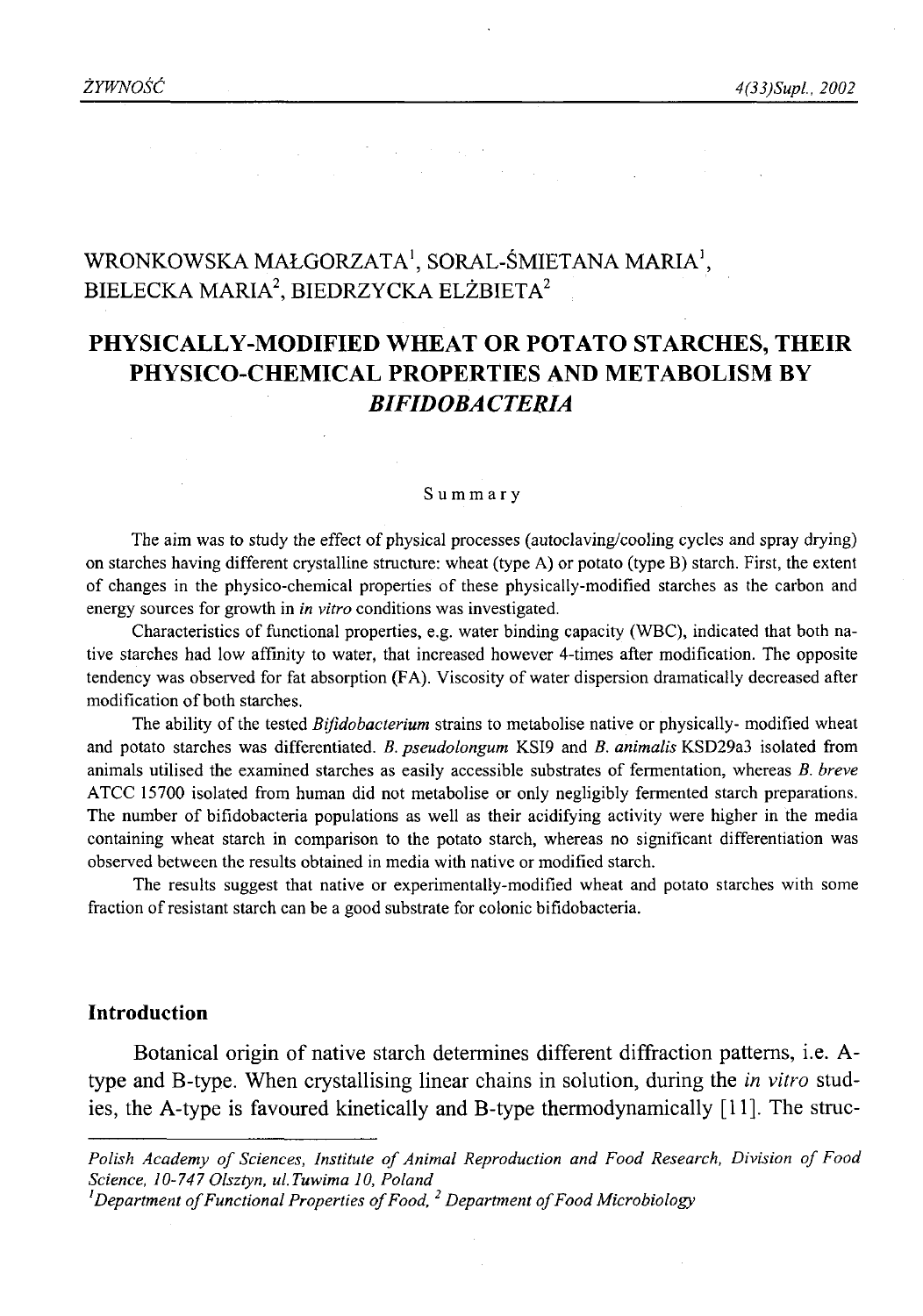WRONKOWSKA MAŁGORZATA[1], SORAL-ŚMIETANA MARIA[1], BIELECKA MARIA[2], BIEDRZYCKA ELŻBIETA[2]

# PHYSICALLY-MODIFIED WHEAT OR POTATO STARCHES, THEIR PHYSICO-CHEMICAL PROPERTIES AND METABOLISM BY *BIFIDOBACTERIA*

## Summary

The aim was to study the effect of physical processes (autoclaving/cooling cycles and spray drying) on starches having different crystalline structure: wheat (type A) or potato (type B) starch. First, the extent of changes in the physico-chemical properties of these physically-modified starches as the carbon and energy sources for growth in *in vitro* conditions was investigated.

Characteristics of functional properties, e.g. water binding capacity (WBC), indicated that both native starches had low affinity to water, that increased however 4-times after modification. The opposite tendency was observed for fat absorption (FA). Viscosity of water dispersion dramatically decreased after modification of both starches.

The ability of the tested *Bifidobacterium* strains to metabolise native or physically- modified wheat and potato starches was differentiated. *B. pseudolongum* KSI9 and *B. animalis* KSD29a3 isolated from animals utilised the examined starches as easily accessible substrates of fermentation, whereas *B. breve* ATCC 15700 isolated from human did not metabolise or only negligibly fermented starch preparations. The number of bifidobacteria populations as well as their acidifying activity were higher in the media containing wheat starch in comparison to the potato starch, whereas no significant differentiation was observed between the results obtained in media with native or modified starch.

The results suggest that native or experimentally-modified wheat and potato starches with some fraction of resistant starch can be a good substrate for colonic bifidobacteria.

## Introduction

Botanical origin of native starch determines different diffraction patterns, i.e. A-type and B-type. When crystallising linear chains in solution, during the *in vitro* studies, the A-type is favoured kinetically and B-type thermodynamically [11]. The struc-

---

*Polish Academy of Sciences, Institute of Animal Reproduction and Food Research, Division of Food Science, 10-747 Olsztyn, ul.Tuwima 10, Poland*

[1]*Department of Functional Properties of Food,* [2] *Department of Food Microbiology*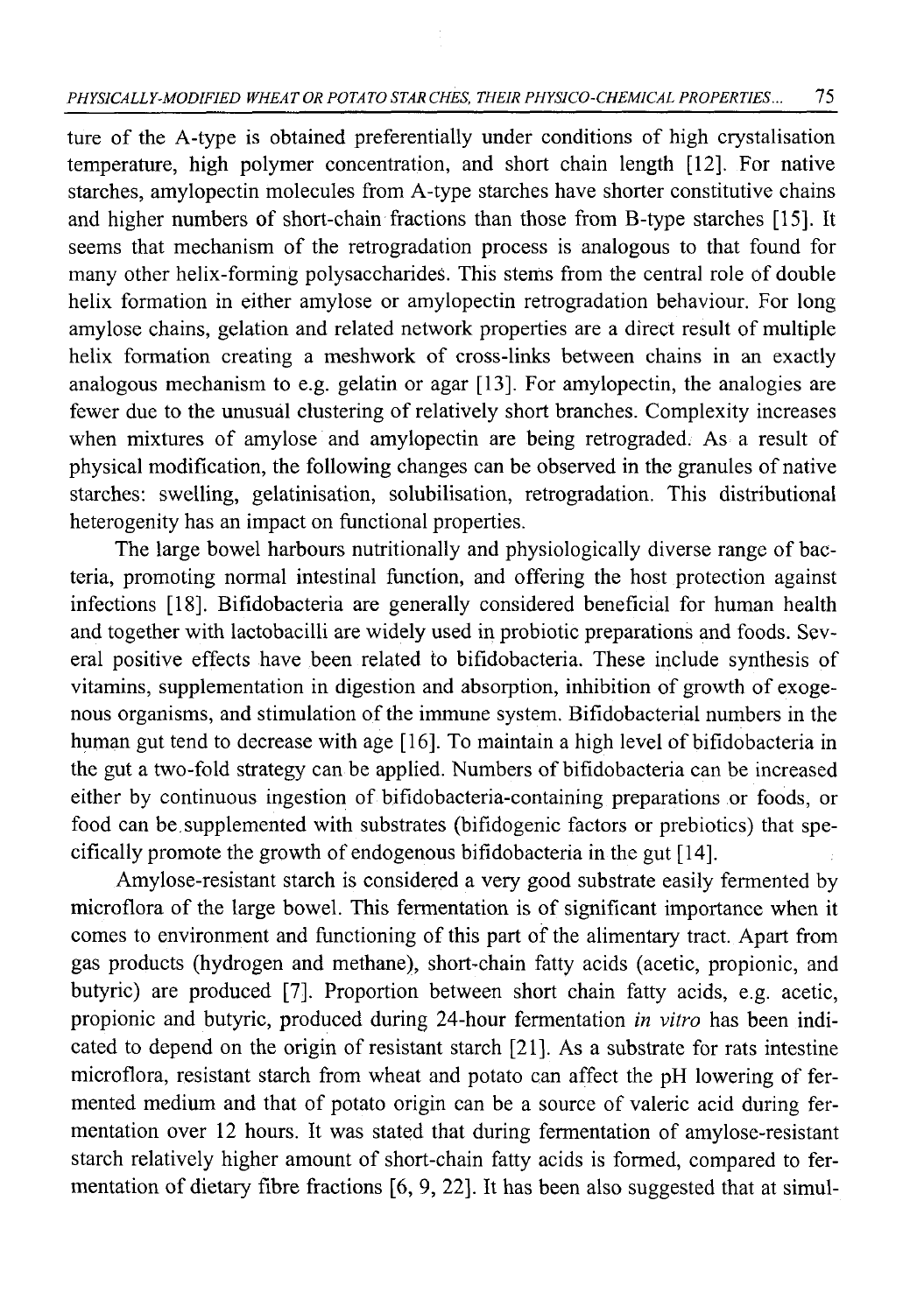ture of the A-type is obtained preferentially under conditions of high crystalisation temperature, high polymer concentration, and short chain length [12]. For native starches, amylopectin molecules from A-type starches have shorter constitutive chains and higher numbers of short-chain fractions than those from B-type starches [15]. It seems that mechanism of the retrogradation process is analogous to that found for many other helix-forming polysaccharides. This stems from the central role of double helix formation in either amylose or amylopectin retrogradation behaviour. For long amylose chains, gelation and related network properties are a direct result of multiple helix formation creating a meshwork of cross-links between chains in an exactly analogous mechanism to e.g. gelatin or agar [13]. For amylopectin, the analogies are fewer due to the unusual clustering of relatively short branches. Complexity increases when mixtures of amylose and amylopectin are being retrograded. As a result of physical modification, the following changes can be observed in the granules of native starches: swelling, gelatinisation, solubilisation, retrogradation. This distributional heterogenity has an impact on functional properties.

The large bowel harbours nutritionally and physiologically diverse range of bacteria, promoting normal intestinal function, and offering the host protection against infections [18]. Bifidobacteria are generally considered beneficial for human health and together with lactobacilli are widely used in probiotic preparations and foods. Several positive effects have been related to bifidobacteria. These include synthesis of vitamins, supplementation in digestion and absorption, inhibition of growth of exogenous organisms, and stimulation of the immune system. Bifidobacterial numbers in the human gut tend to decrease with age [16]. To maintain a high level of bifidobacteria in the gut a two-fold strategy can be applied. Numbers of bifidobacteria can be increased either by continuous ingestion of bifidobacteria-containing preparations or foods, or food can be supplemented with substrates (bifidogenic factors or prebiotics) that specifically promote the growth of endogenous bifidobacteria in the gut [14].

Amylose-resistant starch is considered a very good substrate easily fermented by microflora of the large bowel. This fermentation is of significant importance when it comes to environment and functioning of this part of the alimentary tract. Apart from gas products (hydrogen and methane), short-chain fatty acids (acetic, propionic, and butyric) are produced [7]. Proportion between short chain fatty acids, e.g. acetic, propionic and butyric, produced during 24-hour fermentation *in vitro* has been indicated to depend on the origin of resistant starch [21]. As a substrate for rats intestine microflora, resistant starch from wheat and potato can affect the pH lowering of fermented medium and that of potato origin can be a source of valeric acid during fermentation over 12 hours. It was stated that during fermentation of amylose-resistant starch relatively higher amount of short-chain fatty acids is formed, compared to fermentation of dietary fibre fractions [6, 9, 22]. It has been also suggested that at simul-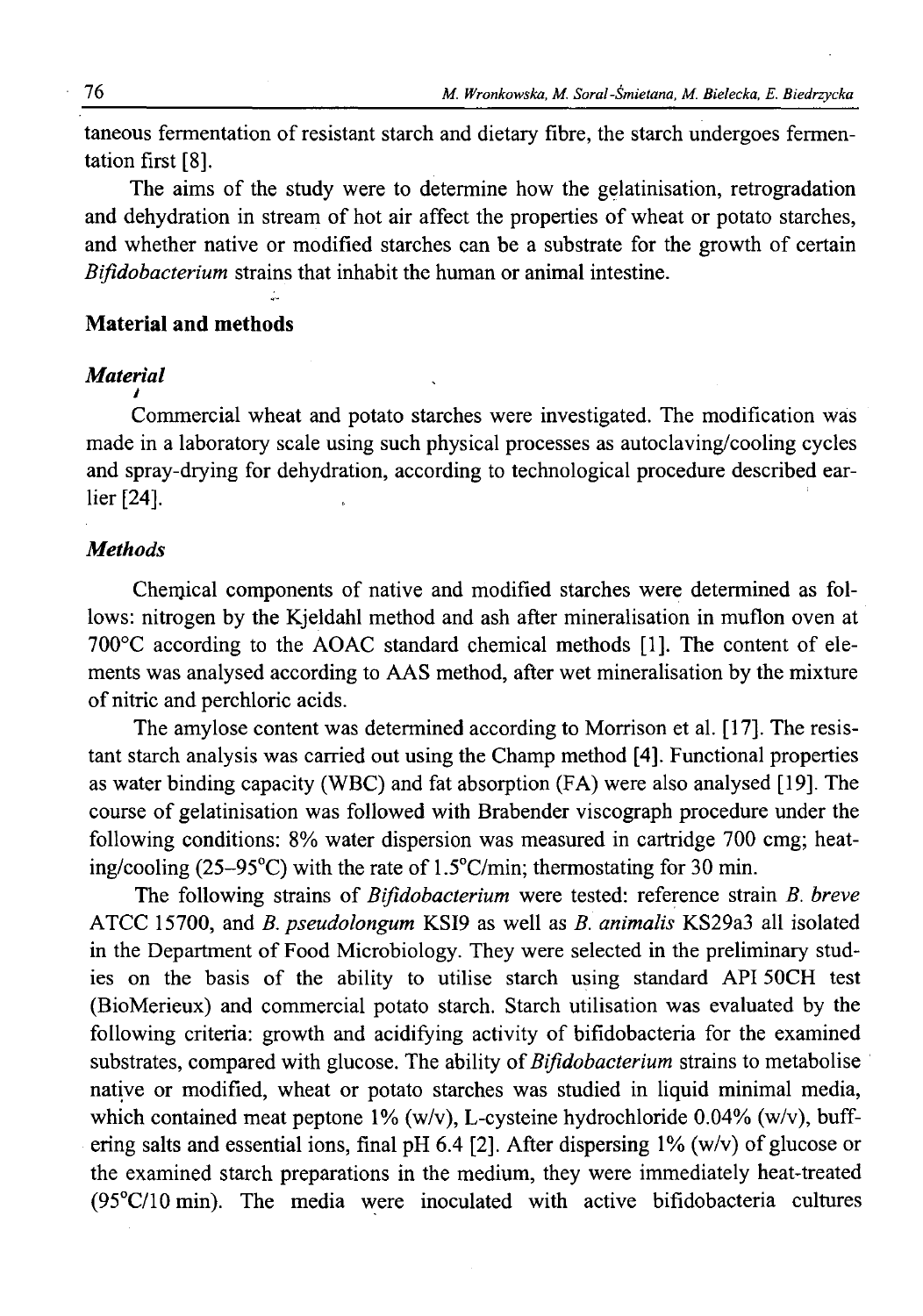taneous fermentation of resistant starch and dietary fibre, the starch undergoes fermentation first [8].

The aims of the study were to determine how the gelatinisation, retrogradation and dehydration in stream of hot air affect the properties of wheat or potato starches, and whether native or modified starches can be a substrate for the growth of certain *Bifidobacterium* strains that inhabit the human or animal intestine.

## Material and methods

### *Material*

Commercial wheat and potato starches were investigated. The modification was made in a laboratory scale using such physical processes as autoclaving/cooling cycles and spray-drying for dehydration, according to technological procedure described earlier [24].

### *Methods*

Chemical components of native and modified starches were determined as follows: nitrogen by the Kjeldahl method and ash after mineralisation in muflon oven at 700°C according to the AOAC standard chemical methods [1]. The content of elements was analysed according to AAS method, after wet mineralisation by the mixture of nitric and perchloric acids.

The amylose content was determined according to Morrison et al. [17]. The resistant starch analysis was carried out using the Champ method [4]. Functional properties as water binding capacity (WBC) and fat absorption (FA) were also analysed [19]. The course of gelatinisation was followed with Brabender viscograph procedure under the following conditions: 8% water dispersion was measured in cartridge 700 cmg; heating/cooling (25–95°C) with the rate of 1.5°C/min; thermostating for 30 min.

The following strains of *Bifidobacterium* were tested: reference strain *B. breve* ATCC 15700, and *B. pseudolongum* KSI9 as well as *B. animalis* KS29a3 all isolated in the Department of Food Microbiology. They were selected in the preliminary studies on the basis of the ability to utilise starch using standard API 50CH test (BioMerieux) and commercial potato starch. Starch utilisation was evaluated by the following criteria: growth and acidifying activity of bifidobacteria for the examined substrates, compared with glucose. The ability of *Bifidobacterium* strains to metabolise native or modified, wheat or potato starches was studied in liquid minimal media, which contained meat peptone 1% (w/v), L-cysteine hydrochloride 0.04% (w/v), buffering salts and essential ions, final pH 6.4 [2]. After dispersing 1% (w/v) of glucose or the examined starch preparations in the medium, they were immediately heat-treated (95°C/10 min). The media were inoculated with active bifidobacteria cultures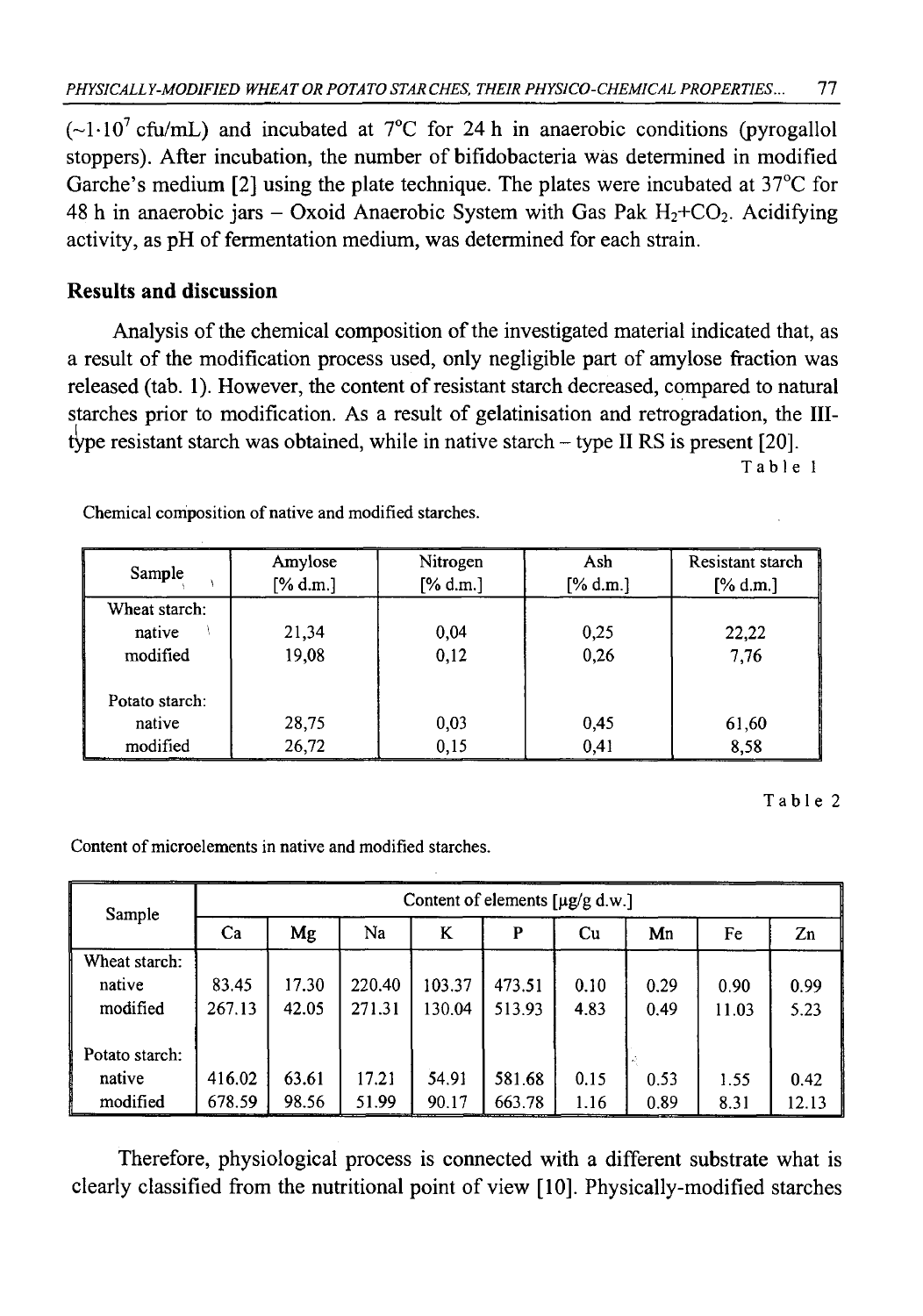(~$1 \cdot 10^7$ cfu/mL) and incubated at 7°C for 24 h in anaerobic conditions (pyrogallol stoppers). After incubation, the number of bifidobacteria was determined in modified Garche's medium [2] using the plate technique. The plates were incubated at 37°C for 48 h in anaerobic jars – Oxoid Anaerobic System with Gas Pak $H_2$+$CO_2$. Acidifying activity, as pH of fermentation medium, was determined for each strain.

## Results and discussion

Analysis of the chemical composition of the investigated material indicated that, as a result of the modification process used, only negligible part of amylose fraction was released (tab. 1). However, the content of resistant starch decreased, compared to natural starches prior to modification. As a result of gelatinisation and retrogradation, the III-type resistant starch was obtained, while in native starch – type II RS is present [20].

Table 1

Chemical composition of native and modified starches.

| Sample | Amylose [% d.m.] | Nitrogen [% d.m.] | Ash [% d.m.] | Resistant starch [% d.m.] |
|---|---|---|---|---|
| Wheat starch: | | | | |
| native | 21,34 | 0,04 | 0,25 | 22,22 |
| modified | 19,08 | 0,12 | 0,26 | 7,76 |
| Potato starch: | | | | |
| native | 28,75 | 0,03 | 0,45 | 61,60 |
| modified | 26,72 | 0,15 | 0,41 | 8,58 |

Table 2

Content of microelements in native and modified starches.

| Sample | Content of elements [μg/g d.w.] | | | | | | | | |
|---|---|---|---|---|---|---|---|---|---|
| | Ca | Mg | Na | K | P | Cu | Mn | Fe | Zn |
| Wheat starch: | | | | | | | | | |
| native | 83.45 | 17.30 | 220.40 | 103.37 | 473.51 | 0.10 | 0.29 | 0.90 | 0.99 |
| modified | 267.13 | 42.05 | 271.31 | 130.04 | 513.93 | 4.83 | 0.49 | 11.03 | 5.23 |
| Potato starch: | | | | | | | | | |
| native | 416.02 | 63.61 | 17.21 | 54.91 | 581.68 | 0.15 | 0.53 | 1.55 | 0.42 |
| modified | 678.59 | 98.56 | 51.99 | 90.17 | 663.78 | 1.16 | 0.89 | 8.31 | 12.13 |

Therefore, physiological process is connected with a different substrate what is clearly classified from the nutritional point of view [10]. Physically-modified starches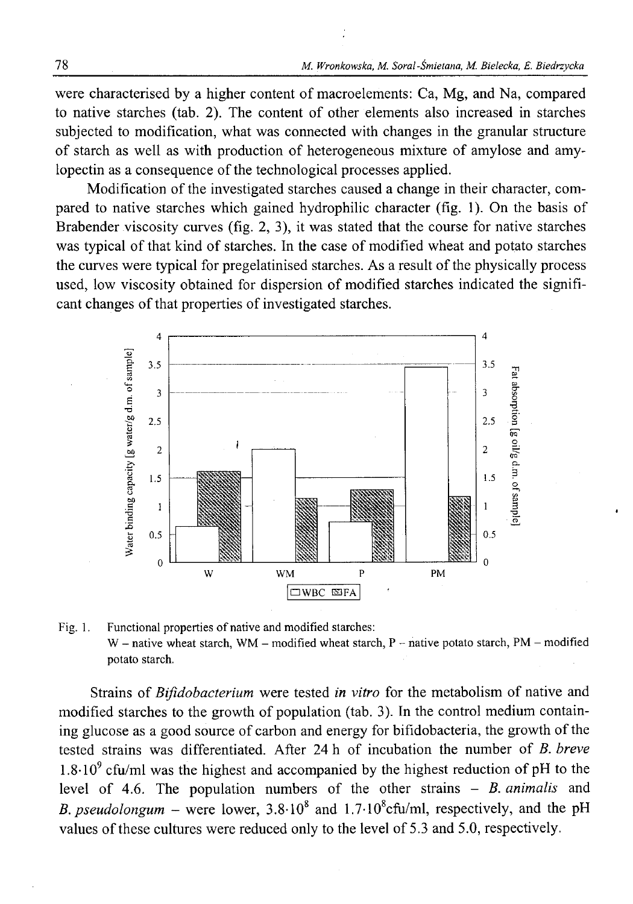were characterised by a higher content of macroelements: Ca, Mg, and Na, compared to native starches (tab. 2). The content of other elements also increased in starches subjected to modification, what was connected with changes in the granular structure of starch as well as with production of heterogeneous mixture of amylose and amylopectin as a consequence of the technological processes applied.

Modification of the investigated starches caused a change in their character, compared to native starches which gained hydrophilic character (fig. 1). On the basis of Brabender viscosity curves (fig. 2, 3), it was stated that the course for native starches was typical of that kind of starches. In the case of modified wheat and potato starches the curves were typical for pregelatinised starches. As a result of the physically process used, low viscosity obtained for dispersion of modified starches indicated the significant changes of that properties of investigated starches.

Fig. 1. Functional properties of native and modified starches:
W – native wheat starch, WM – modified wheat starch, P – native potato starch, PM – modified potato starch.

Strains of *Bifidobacterium* were tested *in vitro* for the metabolism of native and modified starches to the growth of population (tab. 3). In the control medium containing glucose as a good source of carbon and energy for bifidobacteria, the growth of the tested strains was differentiated. After 24 h of incubation the number of *B. breve* $1.8 \cdot 10^9$ cfu/ml was the highest and accompanied by the highest reduction of pH to the level of 4.6. The population numbers of the other strains – *B. animalis* and *B. pseudolongum* – were lower, $3.8 \cdot 10^8$ and $1.7 \cdot 10^8$cfu/ml, respectively, and the pH values of these cultures were reduced only to the level of 5.3 and 5.0, respectively.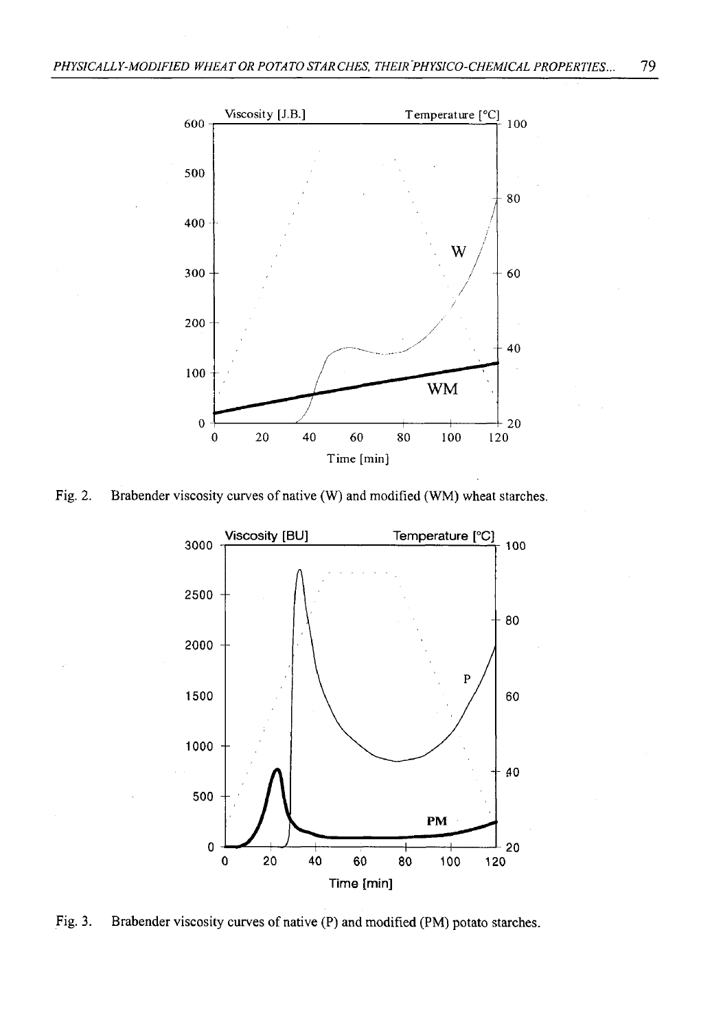Fig. 2. Brabender viscosity curves of native (W) and modified (WM) wheat starches.

Fig. 3. Brabender viscosity curves of native (P) and modified (PM) potato starches.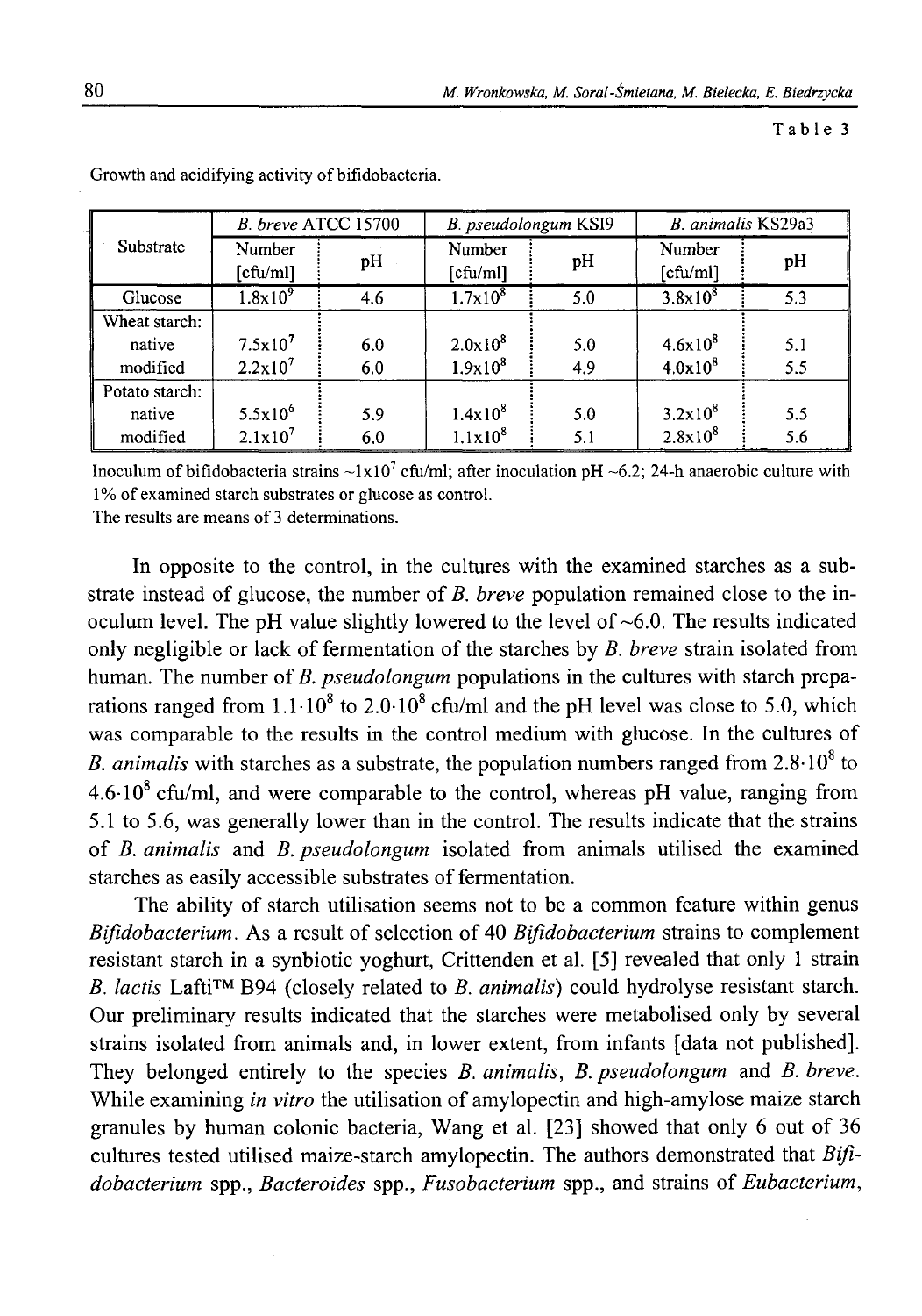Table 3

Growth and acidifying activity of bifidobacteria.

| Substrate | *B. breve* ATCC 15700 | | *B. pseudolongum* KSI9 | | *B. animalis* KS29a3 | |
|---|---|---|---|---|---|---|
| | Number [cfu/ml] | pH | Number [cfu/ml] | pH | Number [cfu/ml] | pH |
| Glucose | $1.8x10^9$ | 4.6 | $1.7x10^8$ | 5.0 | $3.8x10^8$ | 5.3 |
| Wheat starch: | | | | | | |
| native | $7.5x10^7$ | 6.0 | $2.0x10^8$ | 5.0 | $4.6x10^8$ | 5.1 |
| modified | $2.2x10^7$ | 6.0 | $1.9x10^8$ | 4.9 | $4.0x10^8$ | 5.5 |
| Potato starch: | | | | | | |
| native | $5.5x10^6$ | 5.9 | $1.4x10^8$ | 5.0 | $3.2x10^8$ | 5.5 |
| modified | $2.1x10^7$ | 6.0 | $1.1x10^8$ | 5.1 | $2.8x10^8$ | 5.6 |

Inoculum of bifidobacteria strains ~$1x10^7$ cfu/ml; after inoculation pH ~6.2; 24-h anaerobic culture with 1% of examined starch substrates or glucose as control.
The results are means of 3 determinations.

In opposite to the control, in the cultures with the examined starches as a substrate instead of glucose, the number of *B. breve* population remained close to the inoculum level. The pH value slightly lowered to the level of ~6.0. The results indicated only negligible or lack of fermentation of the starches by *B. breve* strain isolated from human. The number of *B. pseudolongum* populations in the cultures with starch preparations ranged from $1.1 \cdot 10^8$ to $2.0 \cdot 10^8$ cfu/ml and the pH level was close to 5.0, which was comparable to the results in the control medium with glucose. In the cultures of *B. animalis* with starches as a substrate, the population numbers ranged from $2.8 \cdot 10^8$ to $4.6 \cdot 10^8$ cfu/ml, and were comparable to the control, whereas pH value, ranging from 5.1 to 5.6, was generally lower than in the control. The results indicate that the strains of *B. animalis* and *B. pseudolongum* isolated from animals utilised the examined starches as easily accessible substrates of fermentation.

The ability of starch utilisation seems not to be a common feature within genus *Bifidobacterium*. As a result of selection of 40 *Bifidobacterium* strains to complement resistant starch in a synbiotic yoghurt, Crittenden et al. [5] revealed that only 1 strain *B. lactis* Lafti™ B94 (closely related to *B. animalis*) could hydrolyse resistant starch. Our preliminary results indicated that the starches were metabolised only by several strains isolated from animals and, in lower extent, from infants [data not published]. They belonged entirely to the species *B. animalis*, *B. pseudolongum* and *B. breve*. While examining *in vitro* the utilisation of amylopectin and high-amylose maize starch granules by human colonic bacteria, Wang et al. [23] showed that only 6 out of 36 cultures tested utilised maize-starch amylopectin. The authors demonstrated that *Bifidobacterium* spp., *Bacteroides* spp., *Fusobacterium* spp., and strains of *Eubacterium*,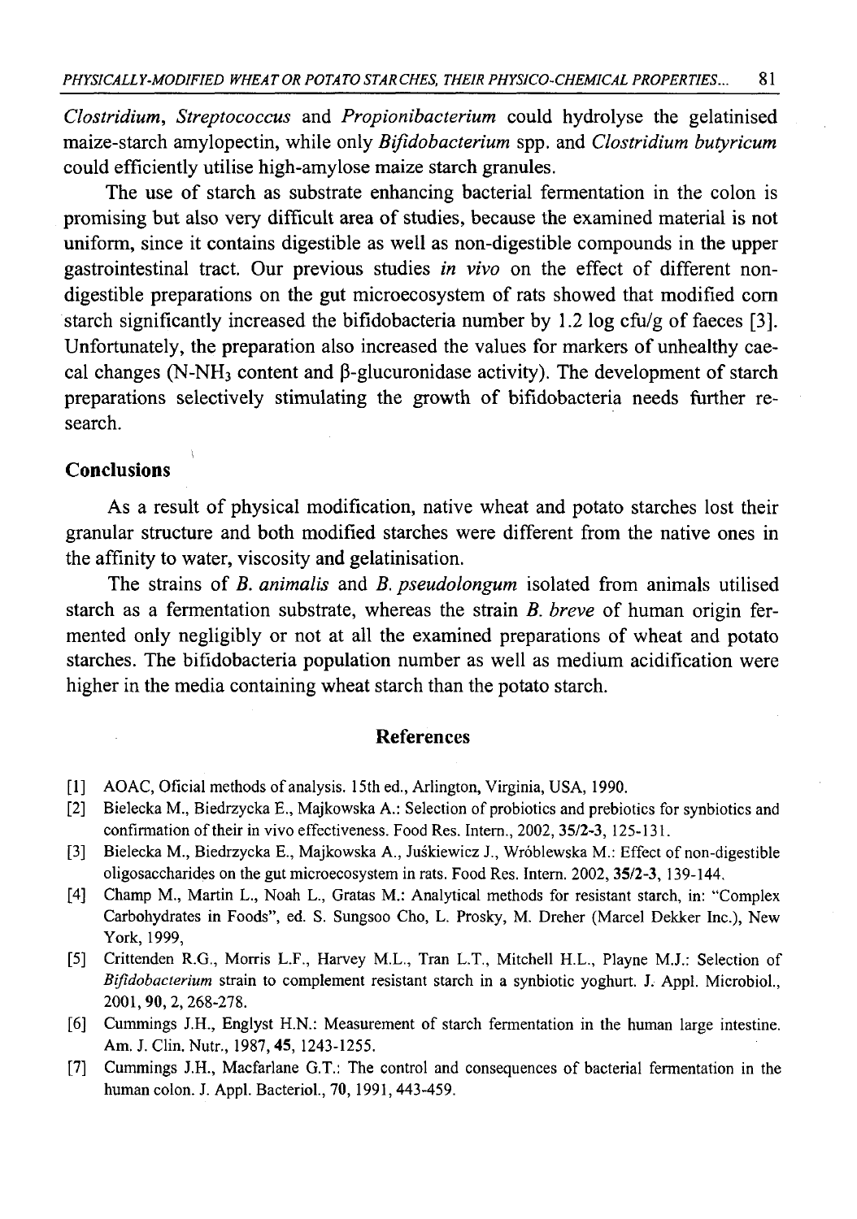*Clostridium*, *Streptococcus* and *Propionibacterium* could hydrolyse the gelatinised maize-starch amylopectin, while only *Bifidobacterium* spp. and *Clostridium butyricum* could efficiently utilise high-amylose maize starch granules.

The use of starch as substrate enhancing bacterial fermentation in the colon is promising but also very difficult area of studies, because the examined material is not uniform, since it contains digestible as well as non-digestible compounds in the upper gastrointestinal tract. Our previous studies *in vivo* on the effect of different non-digestible preparations on the gut microecosystem of rats showed that modified corn starch significantly increased the bifidobacteria number by 1.2 log cfu/g of faeces [3]. Unfortunately, the preparation also increased the values for markers of unhealthy caecal changes (N-$NH_3$ content and β-glucuronidase activity). The development of starch preparations selectively stimulating the growth of bifidobacteria needs further research.

## Conclusions

As a result of physical modification, native wheat and potato starches lost their granular structure and both modified starches were different from the native ones in the affinity to water, viscosity and gelatinisation.

The strains of *B. animalis* and *B. pseudolongum* isolated from animals utilised starch as a fermentation substrate, whereas the strain *B. breve* of human origin fermented only negligibly or not at all the examined preparations of wheat and potato starches. The bifidobacteria population number as well as medium acidification were higher in the media containing wheat starch than the potato starch.

## References

[1] AOAC, Oficial methods of analysis. 15th ed., Arlington, Virginia, USA, 1990.

[2] Bielecka M., Biedrzycka E., Majkowska A.: Selection of probiotics and prebiotics for synbiotics and confirmation of their in vivo effectiveness. Food Res. Intern., 2002, **35/2-3**, 125-131.

[3] Bielecka M., Biedrzycka E., Majkowska A., Juśkiewicz J., Wróblewska M.: Effect of non-digestible oligosaccharides on the gut microecosystem in rats. Food Res. Intern. 2002, **35/2-3**, 139-144.

[4] Champ M., Martin L., Noah L., Gratas M.: Analytical methods for resistant starch, in: "Complex Carbohydrates in Foods", ed. S. Sungsoo Cho, L. Prosky, M. Dreher (Marcel Dekker Inc.), New York, 1999,

[5] Crittenden R.G., Morris L.F., Harvey M.L., Tran L.T., Mitchell H.L., Playne M.J.: Selection of *Bifidobacterium* strain to complement resistant starch in a synbiotic yoghurt. J. Appl. Microbiol., 2001, **90**, 2, 268-278.

[6] Cummings J.H., Englyst H.N.: Measurement of starch fermentation in the human large intestine. Am. J. Clin. Nutr., 1987, **45**, 1243-1255.

[7] Cummings J.H., Macfarlane G.T.: The control and consequences of bacterial fermentation in the human colon. J. Appl. Bacteriol., **70**, 1991, 443-459.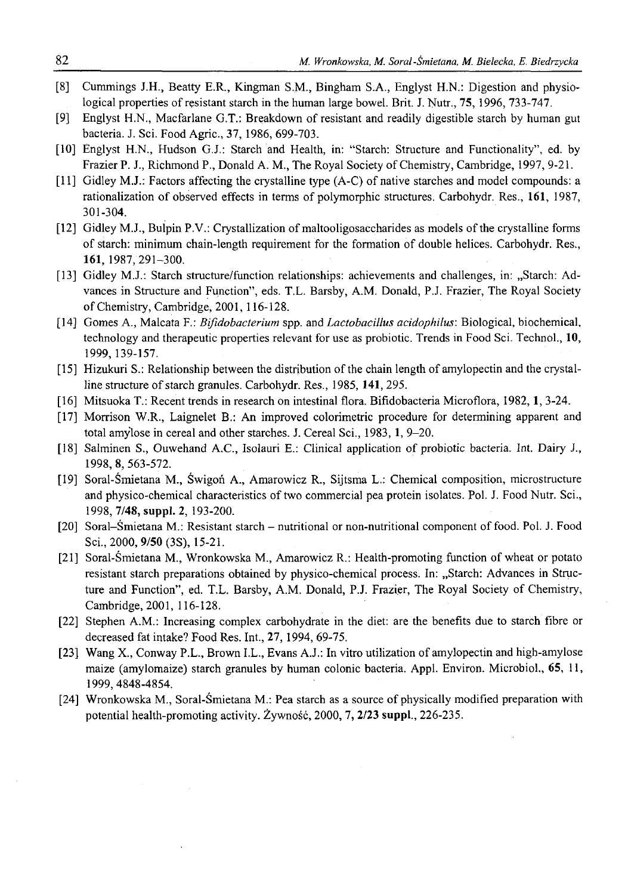[8] Cummings J.H., Beatty E.R., Kingman S.M., Bingham S.A., Englyst H.N.: Digestion and physiological properties of resistant starch in the human large bowel. Brit. J. Nutr., **75**, 1996, 733-747.

[9] Englyst H.N., Macfarlane G.T.: Breakdown of resistant and readily digestible starch by human gut bacteria. J. Sci. Food Agric., 37, 1986, 699-703.

[10] Englyst H.N., Hudson G.J.: Starch and Health, in: "Starch: Structure and Functionality", ed. by Frazier P. J., Richmond P., Donald A. M., The Royal Society of Chemistry, Cambridge, 1997, 9-21.

[11] Gidley M.J.: Factors affecting the crystalline type (A-C) of native starches and model compounds: a rationalization of observed effects in terms of polymorphic structures. Carbohydr. Res., **161**, 1987, 301-304.

[12] Gidley M.J., Bulpin P.V.: Crystallization of maltooligosaccharides as models of the crystalline forms of starch: minimum chain-length requirement for the formation of double helices. Carbohydr. Res., **161**, 1987, 291–300.

[13] Gidley M.J.: Starch structure/function relationships: achievements and challenges, in: „Starch: Advances in Structure and Function", eds. T.L. Barsby, A.M. Donald, P.J. Frazier, The Royal Society of Chemistry, Cambridge, 2001, 116-128.

[14] Gomes A., Malcata F.: *Bifidobacterium* spp. and *Lactobacillus acidophilus*: Biological, biochemical, technology and therapeutic properties relevant for use as probiotic. Trends in Food Sci. Technol., **10**, 1999, 139-157.

[15] Hizukuri S.: Relationship between the distribution of the chain length of amylopectin and the crystalline structure of starch granules. Carbohydr. Res., 1985, **141**, 295.

[16] Mitsuoka T.: Recent trends in research on intestinal flora. Bifidobacteria Microflora, 1982, **1**, 3-24.

[17] Morrison W.R., Laignelet B.: An improved colorimetric procedure for determining apparent and total amylose in cereal and other starches. J. Cereal Sci., 1983, **1**, 9–20.

[18] Salminen S., Ouwehand A.C., Isolauri E.: Clinical application of probiotic bacteria. Int. Dairy J., 1998, **8**, 563-572.

[19] Soral-Śmietana M., Świgoń A., Amarowicz R., Sijtsma L.: Chemical composition, microstructure and physico-chemical characteristics of two commercial pea protein isolates. Pol. J. Food Nutr. Sci., 1998, **7/48, suppl. 2**, 193-200.

[20] Soral–Śmietana M.: Resistant starch – nutritional or non-nutritional component of food. Pol. J. Food Sci., 2000, **9/50** (3S), 15-21.

[21] Soral-Śmietana M., Wronkowska M., Amarowicz R.: Health-promoting function of wheat or potato resistant starch preparations obtained by physico-chemical process. In: „Starch: Advances in Structure and Function", ed. T.L. Barsby, A.M. Donald, P.J. Frazier, The Royal Society of Chemistry, Cambridge, 2001, 116-128.

[22] Stephen A.M.: Increasing complex carbohydrate in the diet: are the benefits due to starch fibre or decreased fat intake? Food Res. Int., **27**, 1994, 69-75.

[23] Wang X., Conway P.L., Brown I.L., Evans A.J.: In vitro utilization of amylopectin and high-amylose maize (amylomaize) starch granules by human colonic bacteria. Appl. Environ. Microbiol., **65**, 11, 1999, 4848-4854.

[24] Wronkowska M., Soral-Śmietana M.: Pea starch as a source of physically modified preparation with potential health-promoting activity. Żywność, 2000, **7, 2/23 suppl.**, 226-235.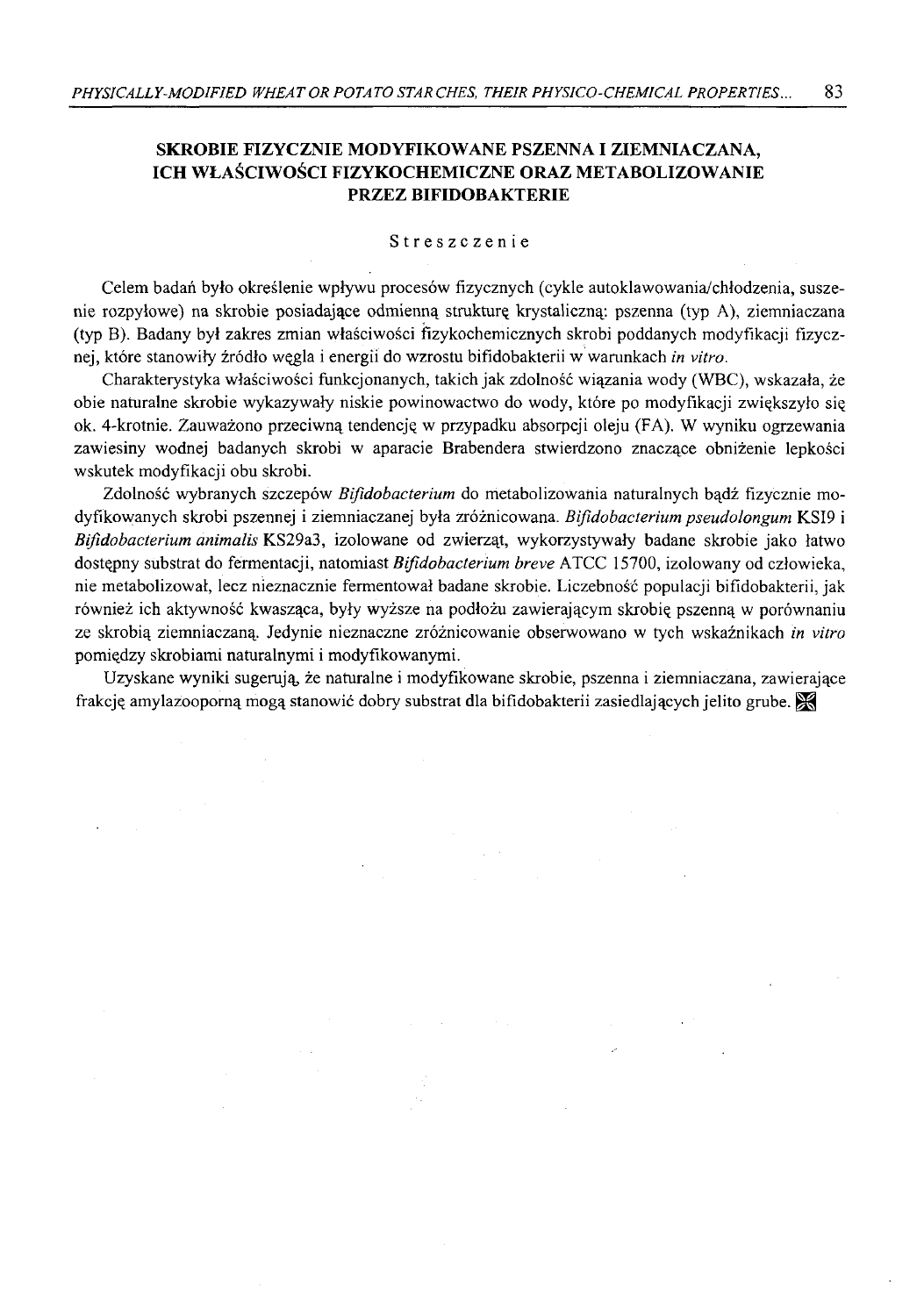## SKROBIE FIZYCZNIE MODYFIKOWANE PSZENNA I ZIEMNIACZANA, ICH WŁAŚCIWOŚCI FIZYKOCHEMICZNE ORAZ METABOLIZOWANIE PRZEZ BIFIDOBAKTERIE

### Streszczenie

Celem badań było określenie wpływu procesów fizycznych (cykle autoklawowania/chłodzenia, suszenie rozpyłowe) na skrobie posiadające odmienną strukturę krystaliczną: pszenna (typ A), ziemniaczana (typ B). Badany był zakres zmian właściwości fizykochemicznych skrobi poddanych modyfikacji fizycznej, które stanowiły źródło węgla i energii do wzrostu bifidobakterii w warunkach *in vitro*.

Charakterystyka właściwości funkcjonanych, takich jak zdolność wiązania wody (WBC), wskazała, że obie naturalne skrobie wykazywały niskie powinowactwo do wody, które po modyfikacji zwiększyło się ok. 4-krotnie. Zauważono przeciwną tendencję w przypadku absorpcji oleju (FA). W wyniku ogrzewania zawiesiny wodnej badanych skrobi w aparacie Brabendera stwierdzono znaczące obniżenie lepkości wskutek modyfikacji obu skrobi.

Zdolność wybranych szczepów *Bifidobacterium* do metabolizowania naturalnych bądź fizycznie modyfikowanych skrobi pszennej i ziemniaczanej była zróżnicowana. *Bifidobacterium pseudolongum* KSI9 i *Bifidobacterium animalis* KS29a3, izolowane od zwierząt, wykorzystywały badane skrobie jako łatwo dostępny substrat do fermentacji, natomiast *Bifidobacterium breve* ATCC 15700, izolowany od człowieka, nie metabolizował, lecz nieznacznie fermentował badane skrobie. Liczebność populacji bifidobakterii, jak również ich aktywność kwasząca, były wyższe na podłożu zawierającym skrobię pszenną w porównaniu ze skrobią ziemniaczaną. Jedynie nieznaczne zróżnicowanie obserwowano w tych wskaźnikach *in vitro* pomiędzy skrobiami naturalnymi i modyfikowanymi.

Uzyskane wyniki sugerują, że naturalne i modyfikowane skrobie, pszenna i ziemniaczana, zawierające frakcję amylazooporną mogą stanowić dobry substrat dla bifidobakterii zasiedlających jelito grube.